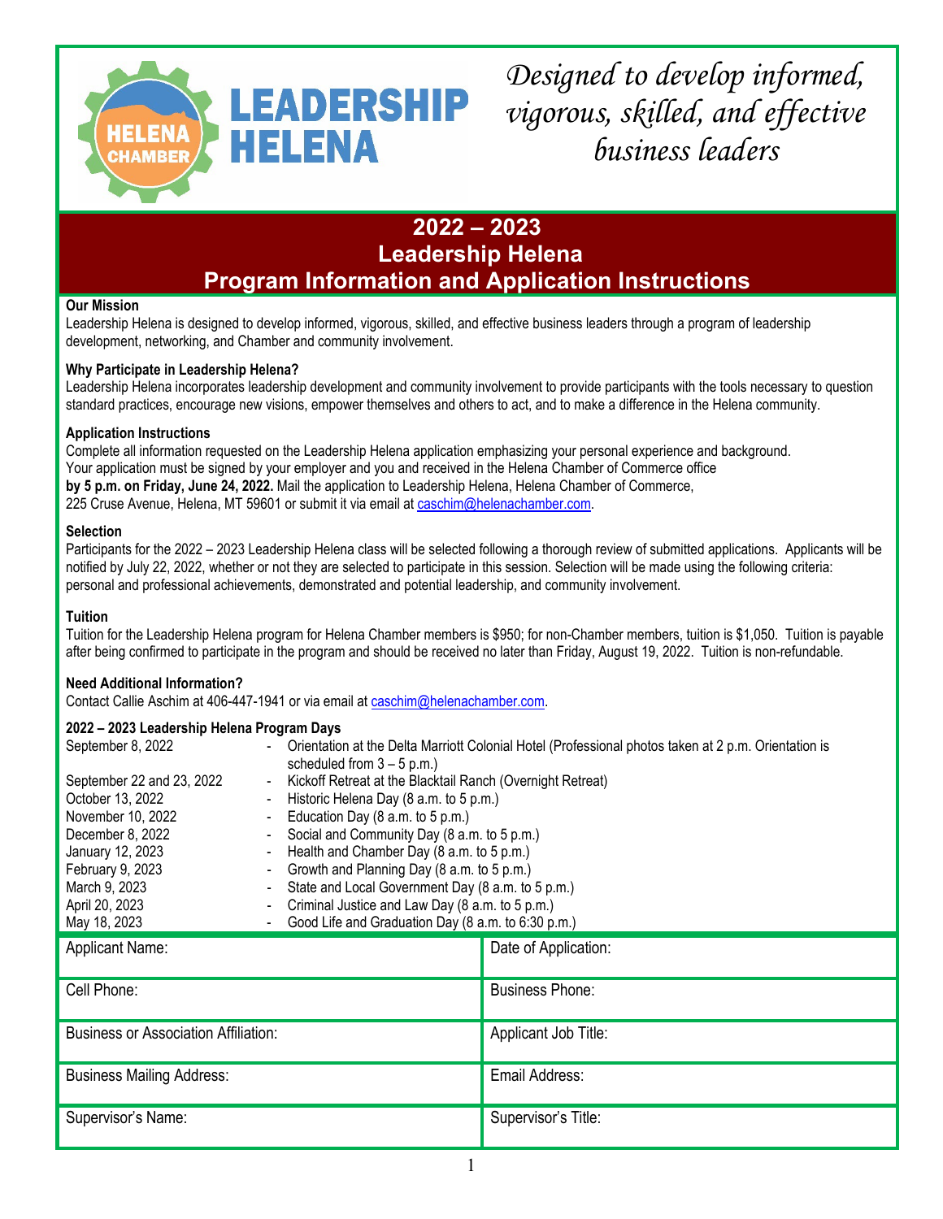LEADERSHIP HELENA

HELENA CHAMBER

*Designed to develop informed, vigorous, skilled, and effective business leaders*

# 2022 – 2023 Leadership Helena Program Information and Application Instructions

**Our Mission**

Leadership Helena is designed to develop informed, vigorous, skilled, and effective business leaders through a program of leadership development, networking, and Chamber and community involvement.

**Why Participate in Leadership Helena?**

Leadership Helena incorporates leadership development and community involvement to provide participants with the tools necessary to question standard practices, encourage new visions, empower themselves and others to act, and to make a difference in the Helena community.

**Application Instructions**

Complete all information requested on the Leadership Helena application emphasizing your personal experience and background. Your application must be signed by your employer and you and received in the Helena Chamber of Commerce office **by 5 p.m. on Friday, June 24, 2022.** Mail the application to Leadership Helena, Helena Chamber of Commerce, 225 Cruse Avenue, Helena, MT 59601 or submit it via email at caschim@helenachamber.com.

**Selection**

Participants for the 2022 – 2023 Leadership Helena class will be selected following a thorough review of submitted applications. Applicants will be notified by July 22, 2022, whether or not they are selected to participate in this session. Selection will be made using the following criteria: personal and professional achievements, demonstrated and potential leadership, and community involvement.

**Tuition**

Tuition for the Leadership Helena program for Helena Chamber members is $950; for non-Chamber members, tuition is $1,050. Tuition is payable after being confirmed to participate in the program and should be received no later than Friday, August 19, 2022. Tuition is non-refundable.

**Need Additional Information?**

Contact Callie Aschim at 406-447-1941 or via email at caschim@helenachamber.com.

**2022 – 2023 Leadership Helena Program Days**

| | |
|---|---|
| September 8, 2022 | - Orientation at the Delta Marriott Colonial Hotel (Professional photos taken at 2 p.m. Orientation is scheduled from 3 – 5 p.m.) |
| September 22 and 23, 2022 | - Kickoff Retreat at the Blacktail Ranch (Overnight Retreat) |
| October 13, 2022 | - Historic Helena Day (8 a.m. to 5 p.m.) |
| November 10, 2022 | - Education Day (8 a.m. to 5 p.m.) |
| December 8, 2022 | - Social and Community Day (8 a.m. to 5 p.m.) |
| January 12, 2023 | - Health and Chamber Day (8 a.m. to 5 p.m.) |
| February 9, 2023 | - Growth and Planning Day (8 a.m. to 5 p.m.) |
| March 9, 2023 | - State and Local Government Day (8 a.m. to 5 p.m.) |
| April 20, 2023 | - Criminal Justice and Law Day (8 a.m. to 5 p.m.) |
| May 18, 2023 | - Good Life and Graduation Day (8 a.m. to 6:30 p.m.) |

| | |
|---|---|
| Applicant Name: | Date of Application: |
| Cell Phone: | Business Phone: |
| Business or Association Affiliation: | Applicant Job Title: |
| Business Mailing Address: | Email Address: |
| Supervisor's Name: | Supervisor's Title: |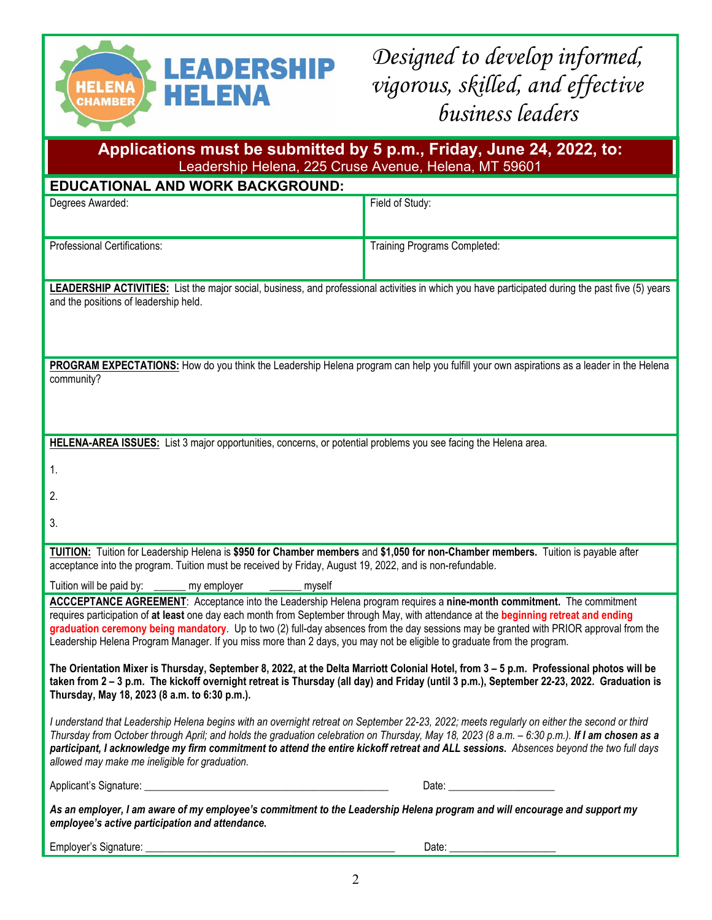**LEADERSHIP HELENA**

HELENA CHAMBER

*Designed to develop informed, vigorous, skilled, and effective business leaders*

## Applications must be submitted by 5 p.m., Friday, June 24, 2022, to:

Leadership Helena, 225 Cruse Avenue, Helena, MT 59601

### EDUCATIONAL AND WORK BACKGROUND:

| | |
|---|---|
| Degrees Awarded: | Field of Study: |
| Professional Certifications: | Training Programs Completed: |

**LEADERSHIP ACTIVITIES:** List the major social, business, and professional activities in which you have participated during the past five (5) years and the positions of leadership held.

**PROGRAM EXPECTATIONS:** How do you think the Leadership Helena program can help you fulfill your own aspirations as a leader in the Helena community?

**HELENA-AREA ISSUES:** List 3 major opportunities, concerns, or potential problems you see facing the Helena area.

1.

2.

3.

**TUITION:** Tuition for Leadership Helena is **$950 for Chamber members** and **$1,050 for non-Chamber members.** Tuition is payable after acceptance into the program. Tuition must be received by Friday, August 19, 2022, and is non-refundable.

Tuition will be paid by: ______ my employer ______ myself

**ACCCEPTANCE AGREEMENT**: Acceptance into the Leadership Helena program requires a **nine-month commitment.** The commitment requires participation of **at least** one day each month from September through May, with attendance at the **beginning retreat and ending graduation ceremony being mandatory**. Up to two (2) full-day absences from the day sessions may be granted with PRIOR approval from the Leadership Helena Program Manager. If you miss more than 2 days, you may not be eligible to graduate from the program.

**The Orientation Mixer is Thursday, September 8, 2022, at the Delta Marriott Colonial Hotel, from 3 – 5 p.m. Professional photos will be taken from 2 – 3 p.m. The kickoff overnight retreat is Thursday (all day) and Friday (until 3 p.m.), September 22-23, 2022. Graduation is Thursday, May 18, 2023 (8 a.m. to 6:30 p.m.).**

*I understand that Leadership Helena begins with an overnight retreat on September 22-23, 2022; meets regularly on either the second or third Thursday from October through April; and holds the graduation celebration on Thursday, May 18, 2023 (8 a.m. – 6:30 p.m.).* ***If I am chosen as a participant, I acknowledge my firm commitment to attend the entire kickoff retreat and ALL sessions.*** *Absences beyond the two full days allowed may make me ineligible for graduation.*

Applicant's Signature: _______________________________________________ Date: ____________________

***As an employer, I am aware of my employee's commitment to the Leadership Helena program and will encourage and support my employee's active participation and attendance.***

Employer's Signature: _______________________________________________ Date: ____________________